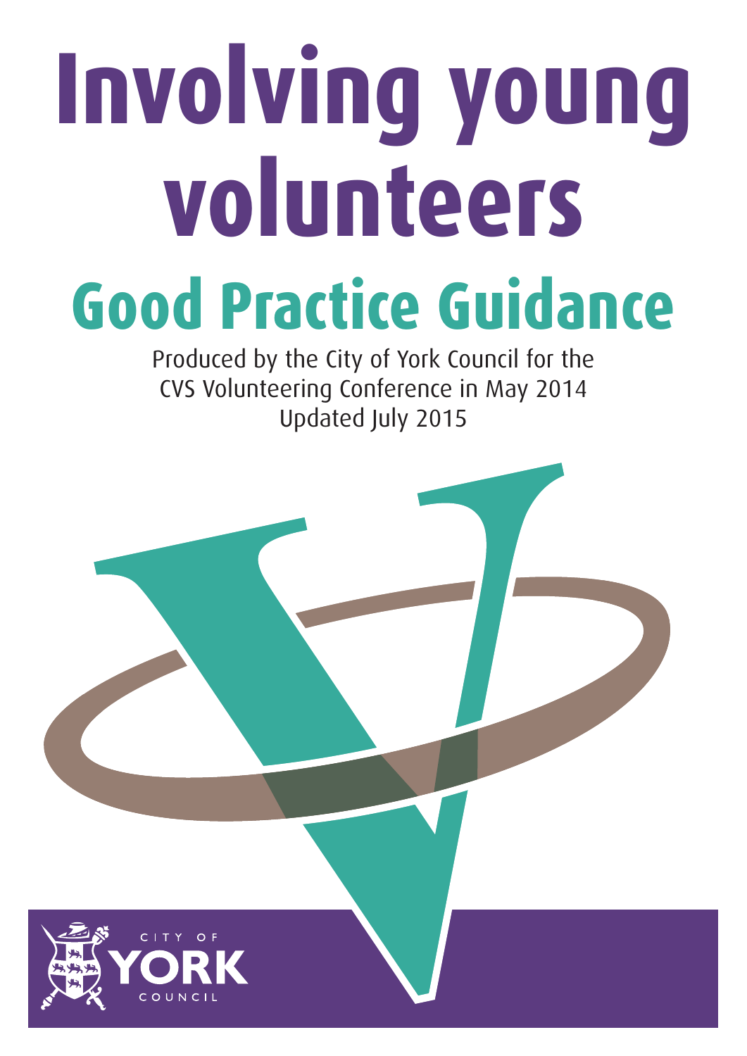# Involving young volunteers

## Good Practice Guidance

Produced by the City of York Council for the CVS Volunteering Conference in May 2014
Updated July 2015

CITY OF YORK COUNCIL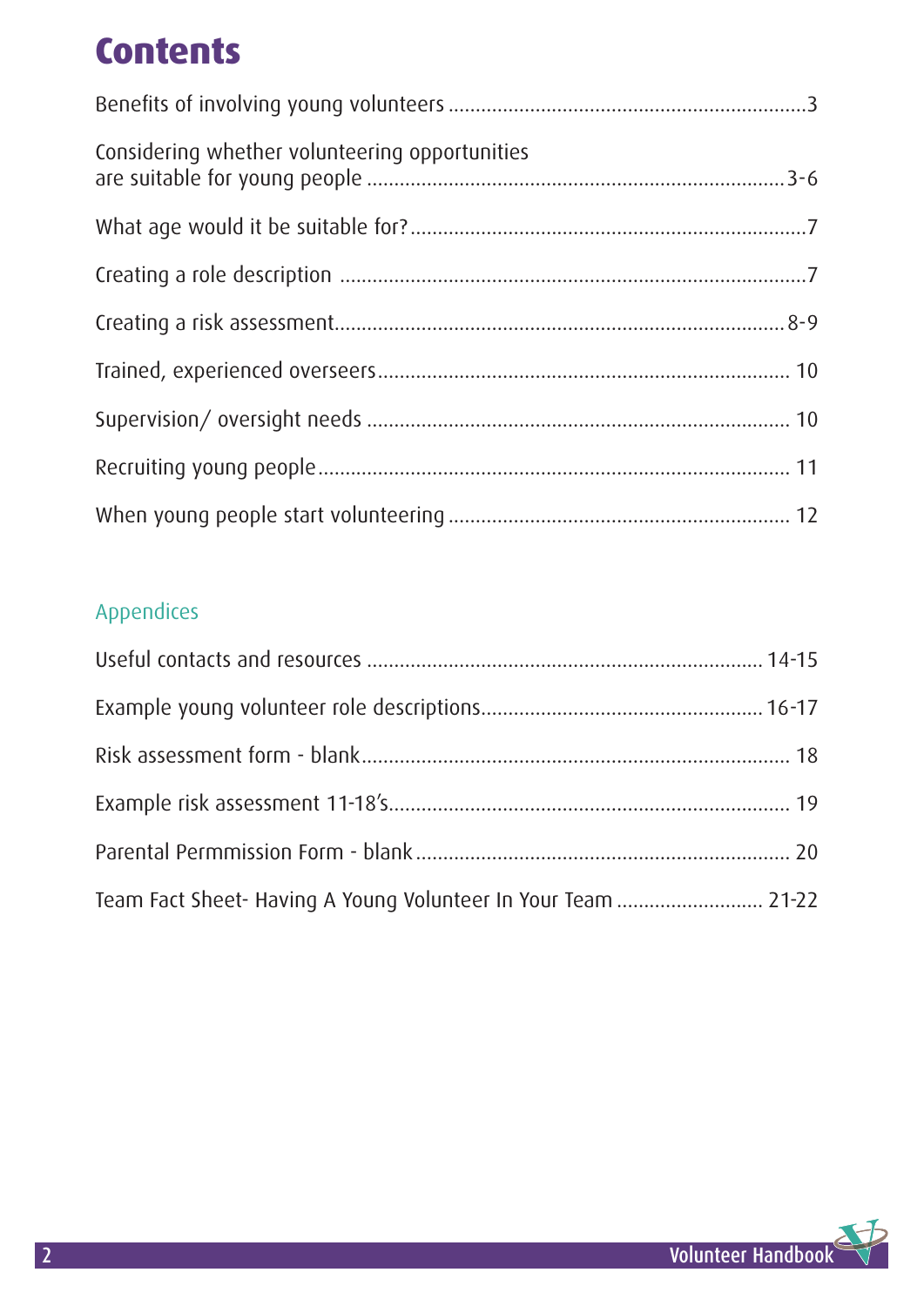# Contents

Benefits of involving young volunteers ....................................................................3

Considering whether volunteering opportunities are suitable for young people ....................................................................3-6

What age would it be suitable for? ....................................................................7

Creating a role description ....................................................................7

Creating a risk assessment ....................................................................8-9

Trained, experienced overseers ....................................................................10

Supervision/ oversight needs ....................................................................10

Recruiting young people ....................................................................11

When young people start volunteering ....................................................................12

## Appendices

Useful contacts and resources ....................................................................14-15

Example young volunteer role descriptions ....................................................................16-17

Risk assessment form - blank ....................................................................18

Example risk assessment 11-18's ....................................................................19

Parental Permmission Form - blank ....................................................................20

Team Fact Sheet- Having A Young Volunteer In Your Team ....................................................................21-22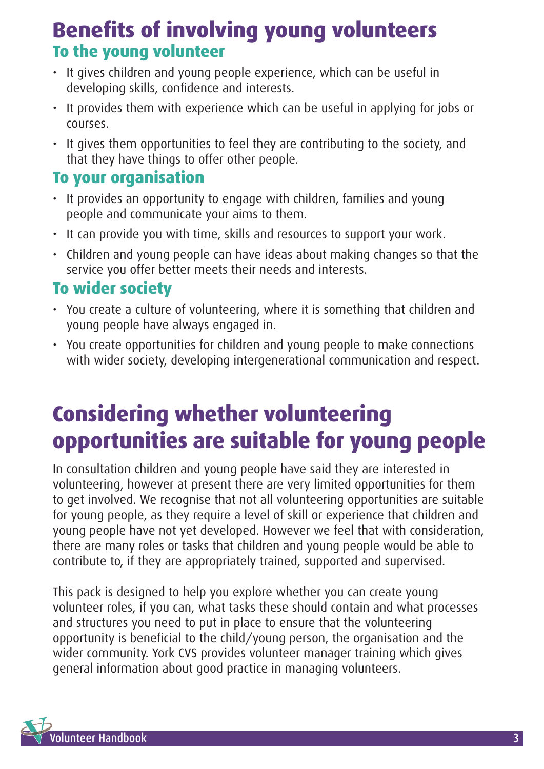# Benefits of involving young volunteers

## To the young volunteer

- It gives children and young people experience, which can be useful in developing skills, confidence and interests.
- It provides them with experience which can be useful in applying for jobs or courses.
- It gives them opportunities to feel they are contributing to the society, and that they have things to offer other people.

## To your organisation

- It provides an opportunity to engage with children, families and young people and communicate your aims to them.
- It can provide you with time, skills and resources to support your work.
- Children and young people can have ideas about making changes so that the service you offer better meets their needs and interests.

## To wider society

- You create a culture of volunteering, where it is something that children and young people have always engaged in.
- You create opportunities for children and young people to make connections with wider society, developing intergenerational communication and respect.

# Considering whether volunteering opportunities are suitable for young people

In consultation children and young people have said they are interested in volunteering, however at present there are very limited opportunities for them to get involved. We recognise that not all volunteering opportunities are suitable for young people, as they require a level of skill or experience that children and young people have not yet developed. However we feel that with consideration, there are many roles or tasks that children and young people would be able to contribute to, if they are appropriately trained, supported and supervised.

This pack is designed to help you explore whether you can create young volunteer roles, if you can, what tasks these should contain and what processes and structures you need to put in place to ensure that the volunteering opportunity is beneficial to the child/young person, the organisation and the wider community. York CVS provides volunteer manager training which gives general information about good practice in managing volunteers.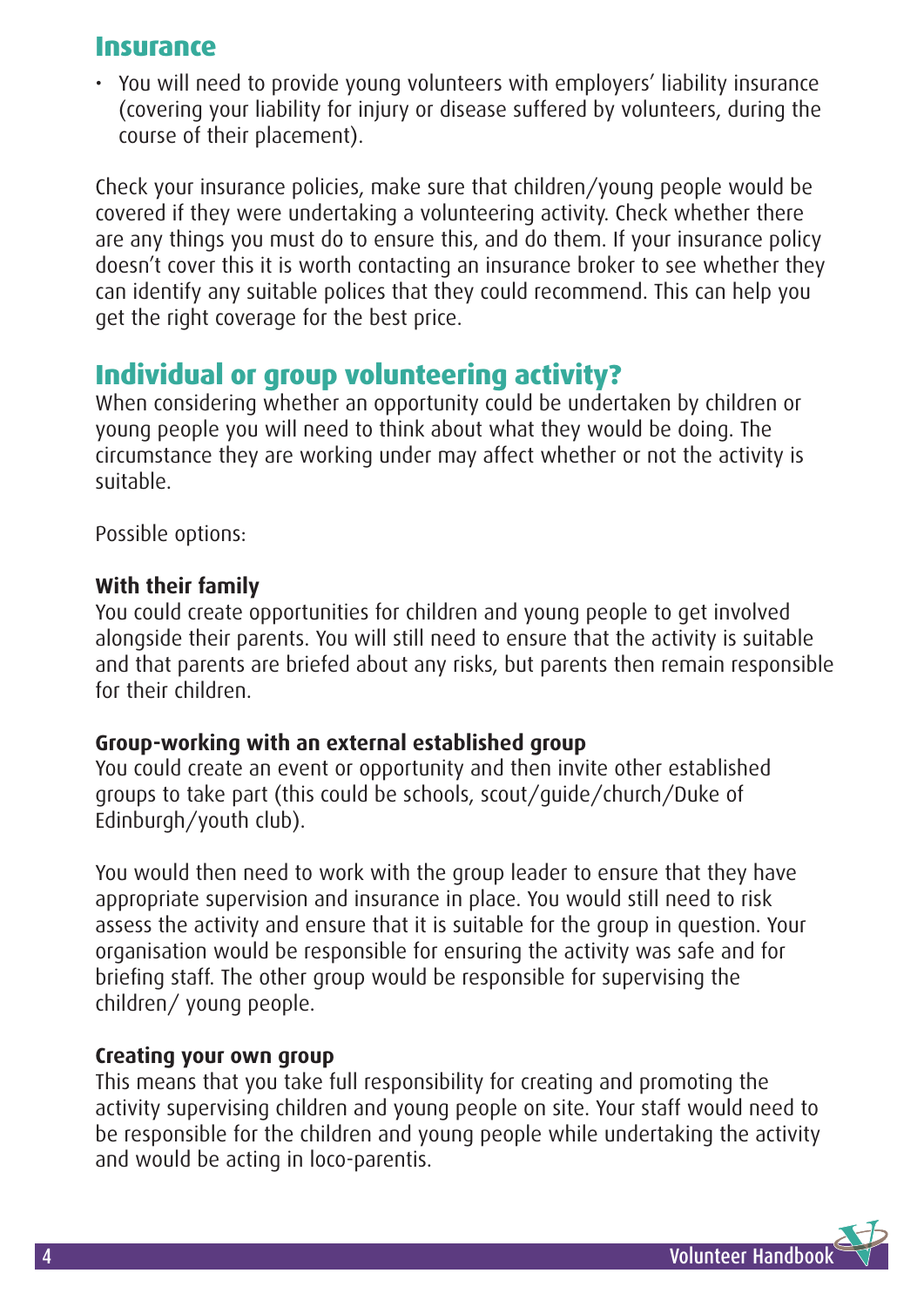## Insurance

- You will need to provide young volunteers with employers' liability insurance (covering your liability for injury or disease suffered by volunteers, during the course of their placement).

Check your insurance policies, make sure that children/young people would be covered if they were undertaking a volunteering activity. Check whether there are any things you must do to ensure this, and do them. If your insurance policy doesn't cover this it is worth contacting an insurance broker to see whether they can identify any suitable polices that they could recommend. This can help you get the right coverage for the best price.

## Individual or group volunteering activity?

When considering whether an opportunity could be undertaken by children or young people you will need to think about what they would be doing. The circumstance they are working under may affect whether or not the activity is suitable.

Possible options:

**With their family**
You could create opportunities for children and young people to get involved alongside their parents. You will still need to ensure that the activity is suitable and that parents are briefed about any risks, but parents then remain responsible for their children.

**Group-working with an external established group**
You could create an event or opportunity and then invite other established groups to take part (this could be schools, scout/guide/church/Duke of Edinburgh/youth club).

You would then need to work with the group leader to ensure that they have appropriate supervision and insurance in place. You would still need to risk assess the activity and ensure that it is suitable for the group in question. Your organisation would be responsible for ensuring the activity was safe and for briefing staff. The other group would be responsible for supervising the children/ young people.

**Creating your own group**
This means that you take full responsibility for creating and promoting the activity supervising children and young people on site. Your staff would need to be responsible for the children and young people while undertaking the activity and would be acting in loco-parentis.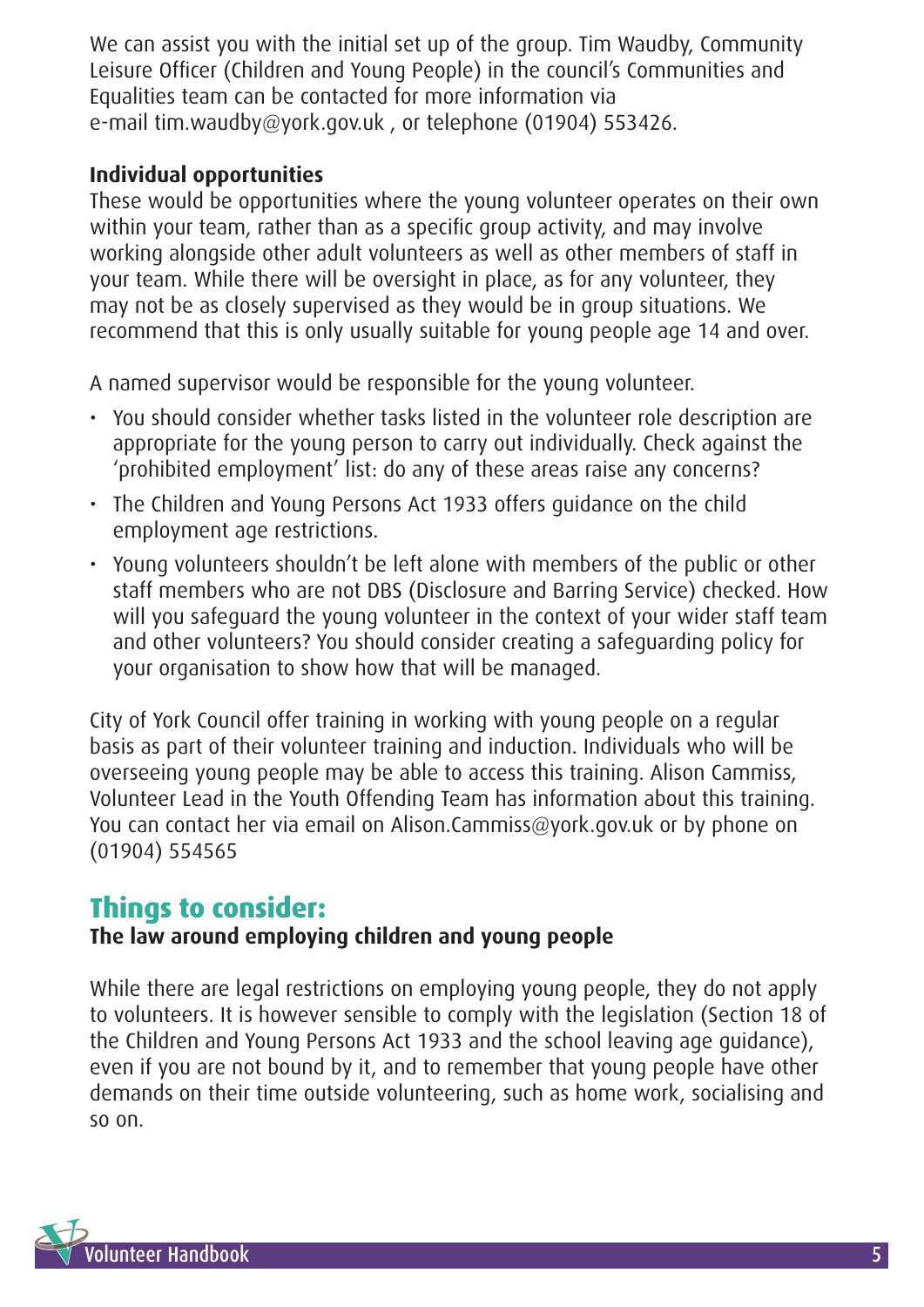We can assist you with the initial set up of the group. Tim Waudby, Community Leisure Officer (Children and Young People) in the council's Communities and Equalities team can be contacted for more information via e-mail tim.waudby@york.gov.uk , or telephone (01904) 553426.

### Individual opportunities

These would be opportunities where the young volunteer operates on their own within your team, rather than as a specific group activity, and may involve working alongside other adult volunteers as well as other members of staff in your team. While there will be oversight in place, as for any volunteer, they may not be as closely supervised as they would be in group situations. We recommend that this is only usually suitable for young people age 14 and over.

A named supervisor would be responsible for the young volunteer.

- You should consider whether tasks listed in the volunteer role description are appropriate for the young person to carry out individually. Check against the 'prohibited employment' list: do any of these areas raise any concerns?
- The Children and Young Persons Act 1933 offers guidance on the child employment age restrictions.
- Young volunteers shouldn't be left alone with members of the public or other staff members who are not DBS (Disclosure and Barring Service) checked. How will you safeguard the young volunteer in the context of your wider staff team and other volunteers? You should consider creating a safeguarding policy for your organisation to show how that will be managed.

City of York Council offer training in working with young people on a regular basis as part of their volunteer training and induction. Individuals who will be overseeing young people may be able to access this training. Alison Cammiss, Volunteer Lead in the Youth Offending Team has information about this training. You can contact her via email on Alison.Cammiss@york.gov.uk or by phone on (01904) 554565

## Things to consider:

### The law around employing children and young people

While there are legal restrictions on employing young people, they do not apply to volunteers. It is however sensible to comply with the legislation (Section 18 of the Children and Young Persons Act 1933 and the school leaving age guidance), even if you are not bound by it, and to remember that young people have other demands on their time outside volunteering, such as home work, socialising and so on.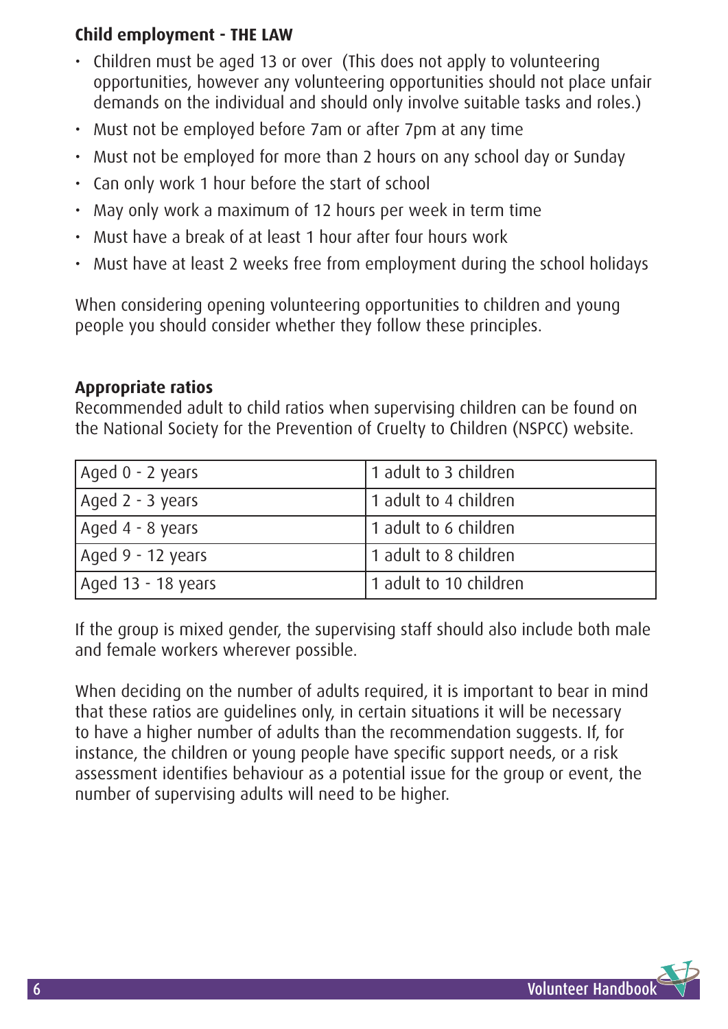**Child employment - THE LAW**

- Children must be aged 13 or over (This does not apply to volunteering opportunities, however any volunteering opportunities should not place unfair demands on the individual and should only involve suitable tasks and roles.)
- Must not be employed before 7am or after 7pm at any time
- Must not be employed for more than 2 hours on any school day or Sunday
- Can only work 1 hour before the start of school
- May only work a maximum of 12 hours per week in term time
- Must have a break of at least 1 hour after four hours work
- Must have at least 2 weeks free from employment during the school holidays

When considering opening volunteering opportunities to children and young people you should consider whether they follow these principles.

**Appropriate ratios**

Recommended adult to child ratios when supervising children can be found on the National Society for the Prevention of Cruelty to Children (NSPCC) website.

| | |
|---|---|
| Aged 0 - 2 years | 1 adult to 3 children |
| Aged 2 - 3 years | 1 adult to 4 children |
| Aged 4 - 8 years | 1 adult to 6 children |
| Aged 9 - 12 years | 1 adult to 8 children |
| Aged 13 - 18 years | 1 adult to 10 children |

If the group is mixed gender, the supervising staff should also include both male and female workers wherever possible.

When deciding on the number of adults required, it is important to bear in mind that these ratios are guidelines only, in certain situations it will be necessary to have a higher number of adults than the recommendation suggests. If, for instance, the children or young people have specific support needs, or a risk assessment identifies behaviour as a potential issue for the group or event, the number of supervising adults will need to be higher.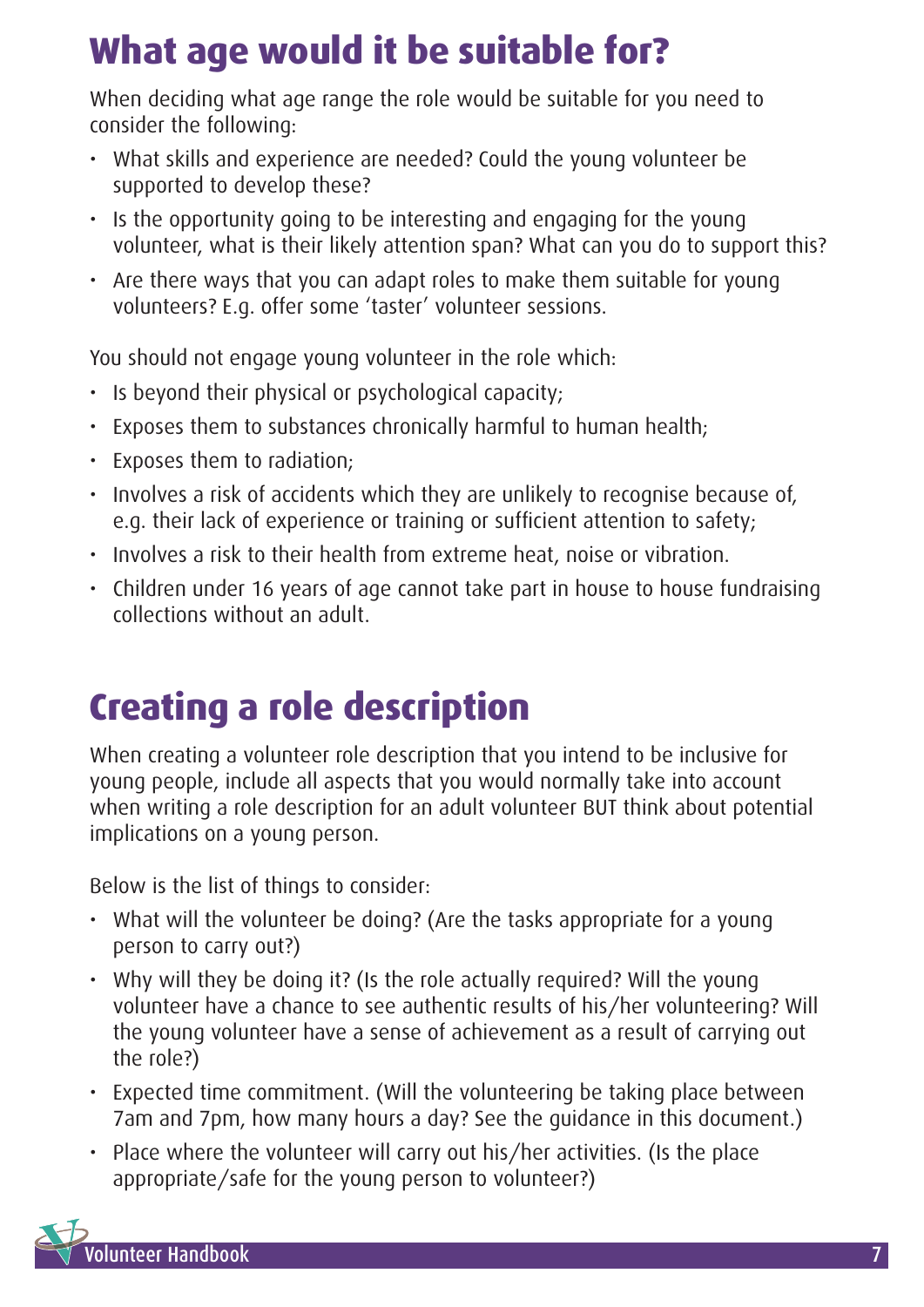# What age would it be suitable for?

When deciding what age range the role would be suitable for you need to consider the following:

- What skills and experience are needed? Could the young volunteer be supported to develop these?
- Is the opportunity going to be interesting and engaging for the young volunteer, what is their likely attention span? What can you do to support this?
- Are there ways that you can adapt roles to make them suitable for young volunteers? E.g. offer some 'taster' volunteer sessions.

You should not engage young volunteer in the role which:

- Is beyond their physical or psychological capacity;
- Exposes them to substances chronically harmful to human health;
- Exposes them to radiation;
- Involves a risk of accidents which they are unlikely to recognise because of, e.g. their lack of experience or training or sufficient attention to safety;
- Involves a risk to their health from extreme heat, noise or vibration.
- Children under 16 years of age cannot take part in house to house fundraising collections without an adult.

# Creating a role description

When creating a volunteer role description that you intend to be inclusive for young people, include all aspects that you would normally take into account when writing a role description for an adult volunteer BUT think about potential implications on a young person.

Below is the list of things to consider:

- What will the volunteer be doing? (Are the tasks appropriate for a young person to carry out?)
- Why will they be doing it? (Is the role actually required? Will the young volunteer have a chance to see authentic results of his/her volunteering? Will the young volunteer have a sense of achievement as a result of carrying out the role?)
- Expected time commitment. (Will the volunteering be taking place between 7am and 7pm, how many hours a day? See the guidance in this document.)
- Place where the volunteer will carry out his/her activities. (Is the place appropriate/safe for the young person to volunteer?)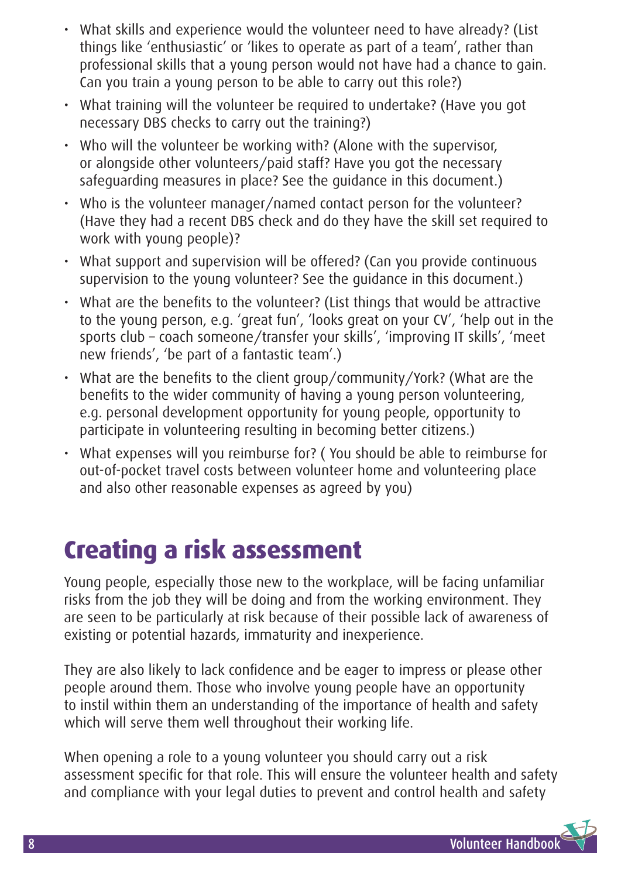- What skills and experience would the volunteer need to have already? (List things like 'enthusiastic' or 'likes to operate as part of a team', rather than professional skills that a young person would not have had a chance to gain. Can you train a young person to be able to carry out this role?)
- What training will the volunteer be required to undertake? (Have you got necessary DBS checks to carry out the training?)
- Who will the volunteer be working with? (Alone with the supervisor, or alongside other volunteers/paid staff? Have you got the necessary safeguarding measures in place? See the guidance in this document.)
- Who is the volunteer manager/named contact person for the volunteer? (Have they had a recent DBS check and do they have the skill set required to work with young people)?
- What support and supervision will be offered? (Can you provide continuous supervision to the young volunteer? See the guidance in this document.)
- What are the benefits to the volunteer? (List things that would be attractive to the young person, e.g. 'great fun', 'looks great on your CV', 'help out in the sports club – coach someone/transfer your skills', 'improving IT skills', 'meet new friends', 'be part of a fantastic team'.)
- What are the benefits to the client group/community/York? (What are the benefits to the wider community of having a young person volunteering, e.g. personal development opportunity for young people, opportunity to participate in volunteering resulting in becoming better citizens.)
- What expenses will you reimburse for? ( You should be able to reimburse for out-of-pocket travel costs between volunteer home and volunteering place and also other reasonable expenses as agreed by you)

## Creating a risk assessment

Young people, especially those new to the workplace, will be facing unfamiliar risks from the job they will be doing and from the working environment. They are seen to be particularly at risk because of their possible lack of awareness of existing or potential hazards, immaturity and inexperience.

They are also likely to lack confidence and be eager to impress or please other people around them. Those who involve young people have an opportunity to instil within them an understanding of the importance of health and safety which will serve them well throughout their working life.

When opening a role to a young volunteer you should carry out a risk assessment specific for that role. This will ensure the volunteer health and safety and compliance with your legal duties to prevent and control health and safety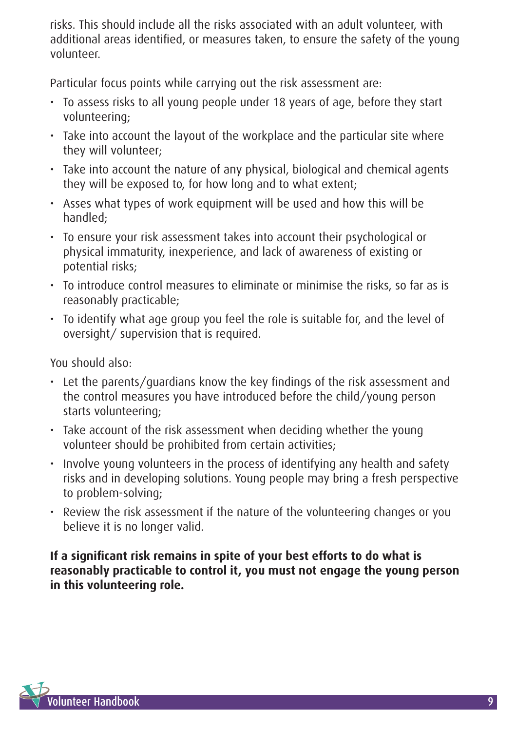risks. This should include all the risks associated with an adult volunteer, with additional areas identified, or measures taken, to ensure the safety of the young volunteer.

Particular focus points while carrying out the risk assessment are:

- To assess risks to all young people under 18 years of age, before they start volunteering;
- Take into account the layout of the workplace and the particular site where they will volunteer;
- Take into account the nature of any physical, biological and chemical agents they will be exposed to, for how long and to what extent;
- Asses what types of work equipment will be used and how this will be handled;
- To ensure your risk assessment takes into account their psychological or physical immaturity, inexperience, and lack of awareness of existing or potential risks;
- To introduce control measures to eliminate or minimise the risks, so far as is reasonably practicable;
- To identify what age group you feel the role is suitable for, and the level of oversight/ supervision that is required.

You should also:

- Let the parents/guardians know the key findings of the risk assessment and the control measures you have introduced before the child/young person starts volunteering;
- Take account of the risk assessment when deciding whether the young volunteer should be prohibited from certain activities;
- Involve young volunteers in the process of identifying any health and safety risks and in developing solutions. Young people may bring a fresh perspective to problem-solving;
- Review the risk assessment if the nature of the volunteering changes or you believe it is no longer valid.

**If a significant risk remains in spite of your best efforts to do what is reasonably practicable to control it, you must not engage the young person in this volunteering role.**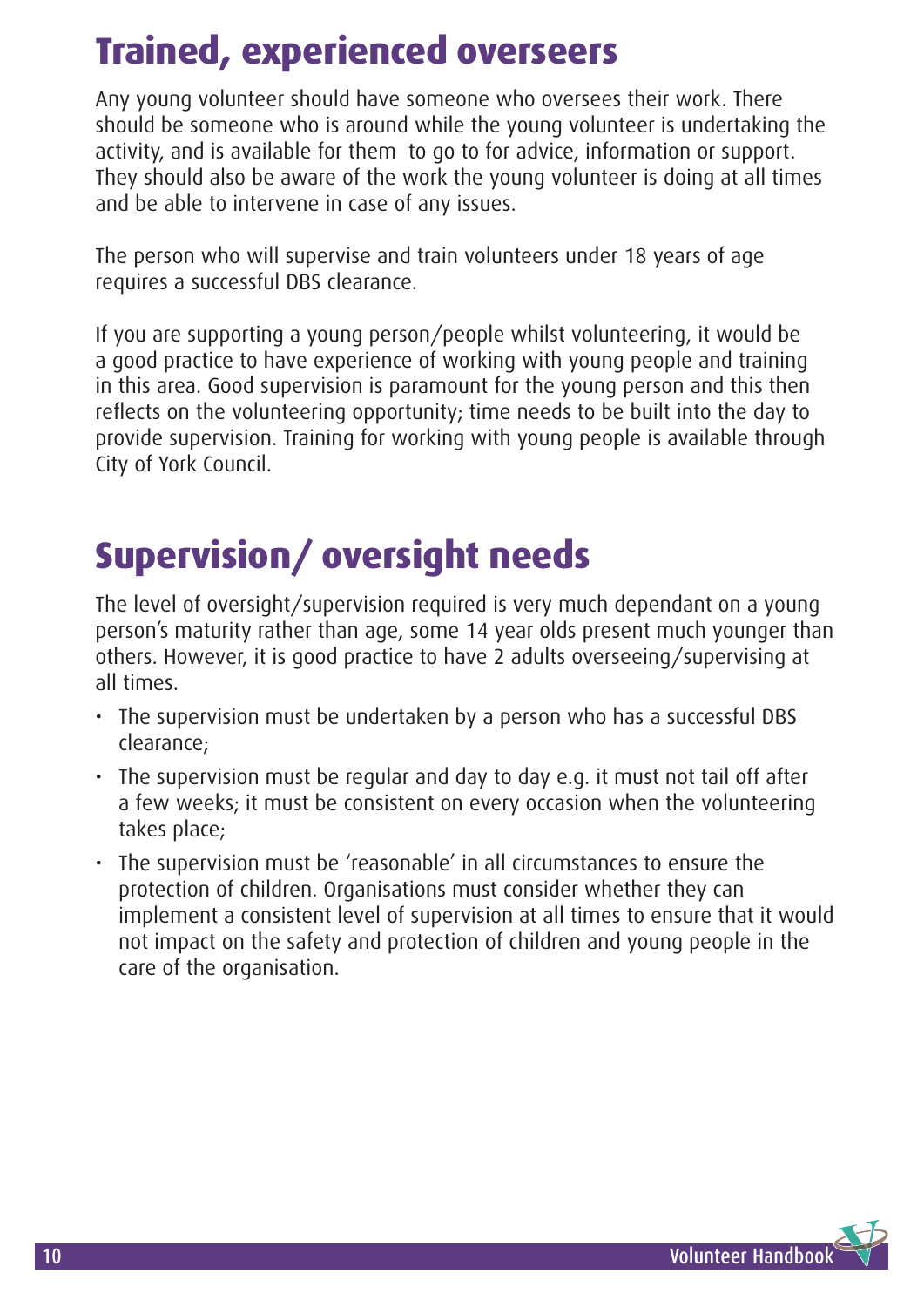## Trained, experienced overseers

Any young volunteer should have someone who oversees their work. There should be someone who is around while the young volunteer is undertaking the activity, and is available for them to go to for advice, information or support. They should also be aware of the work the young volunteer is doing at all times and be able to intervene in case of any issues.

The person who will supervise and train volunteers under 18 years of age requires a successful DBS clearance.

If you are supporting a young person/people whilst volunteering, it would be a good practice to have experience of working with young people and training in this area. Good supervision is paramount for the young person and this then reflects on the volunteering opportunity; time needs to be built into the day to provide supervision. Training for working with young people is available through City of York Council.

## Supervision/ oversight needs

The level of oversight/supervision required is very much dependant on a young person's maturity rather than age, some 14 year olds present much younger than others. However, it is good practice to have 2 adults overseeing/supervising at all times.

- The supervision must be undertaken by a person who has a successful DBS clearance;
- The supervision must be regular and day to day e.g. it must not tail off after a few weeks; it must be consistent on every occasion when the volunteering takes place;
- The supervision must be 'reasonable' in all circumstances to ensure the protection of children. Organisations must consider whether they can implement a consistent level of supervision at all times to ensure that it would not impact on the safety and protection of children and young people in the care of the organisation.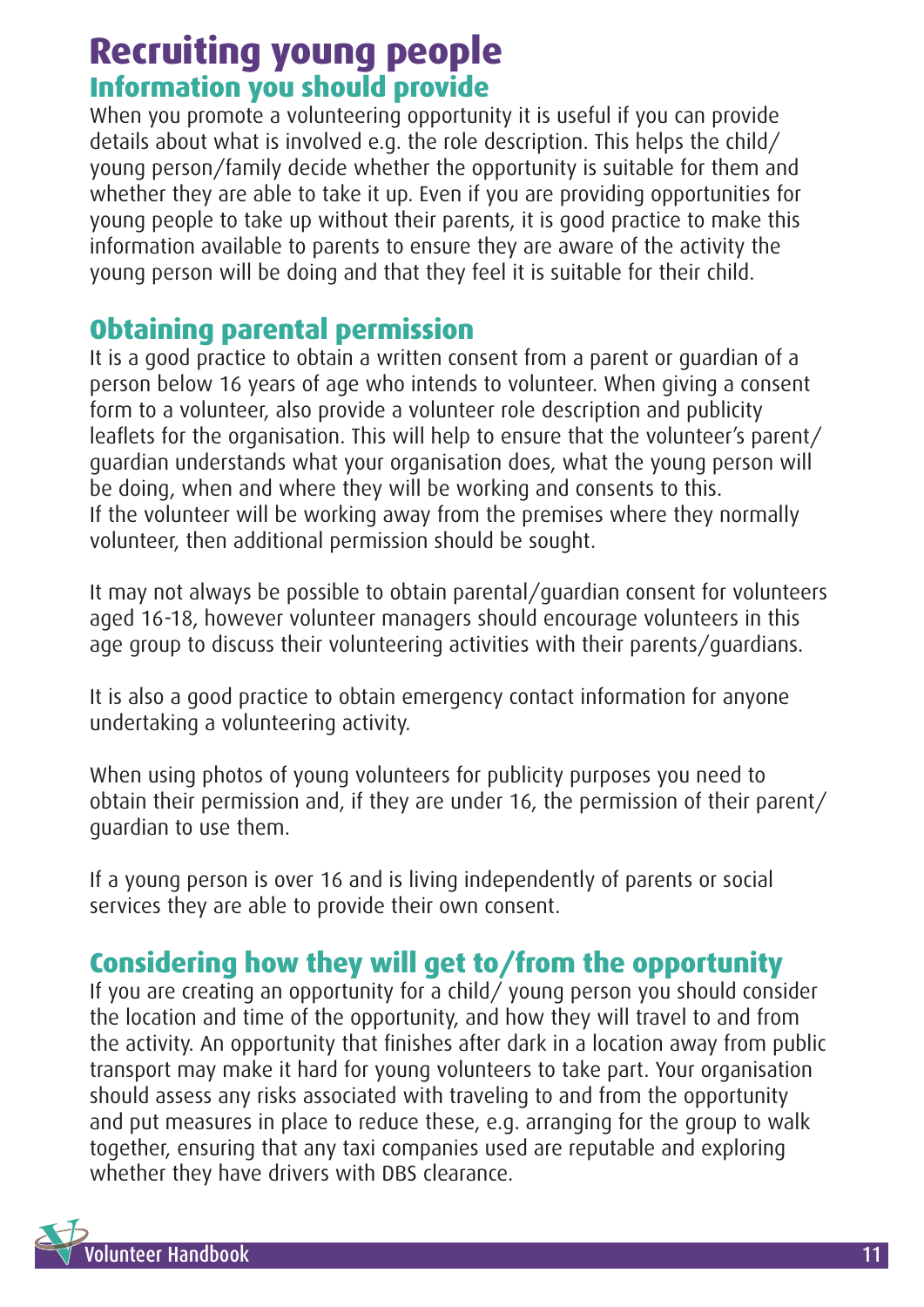# Recruiting young people

## Information you should provide

When you promote a volunteering opportunity it is useful if you can provide details about what is involved e.g. the role description. This helps the child/ young person/family decide whether the opportunity is suitable for them and whether they are able to take it up. Even if you are providing opportunities for young people to take up without their parents, it is good practice to make this information available to parents to ensure they are aware of the activity the young person will be doing and that they feel it is suitable for their child.

## Obtaining parental permission

It is a good practice to obtain a written consent from a parent or guardian of a person below 16 years of age who intends to volunteer. When giving a consent form to a volunteer, also provide a volunteer role description and publicity leaflets for the organisation. This will help to ensure that the volunteer's parent/ guardian understands what your organisation does, what the young person will be doing, when and where they will be working and consents to this.
If the volunteer will be working away from the premises where they normally volunteer, then additional permission should be sought.

It may not always be possible to obtain parental/guardian consent for volunteers aged 16-18, however volunteer managers should encourage volunteers in this age group to discuss their volunteering activities with their parents/guardians.

It is also a good practice to obtain emergency contact information for anyone undertaking a volunteering activity.

When using photos of young volunteers for publicity purposes you need to obtain their permission and, if they are under 16, the permission of their parent/ guardian to use them.

If a young person is over 16 and is living independently of parents or social services they are able to provide their own consent.

## Considering how they will get to/from the opportunity

If you are creating an opportunity for a child/ young person you should consider the location and time of the opportunity, and how they will travel to and from the activity. An opportunity that finishes after dark in a location away from public transport may make it hard for young volunteers to take part. Your organisation should assess any risks associated with traveling to and from the opportunity and put measures in place to reduce these, e.g. arranging for the group to walk together, ensuring that any taxi companies used are reputable and exploring whether they have drivers with DBS clearance.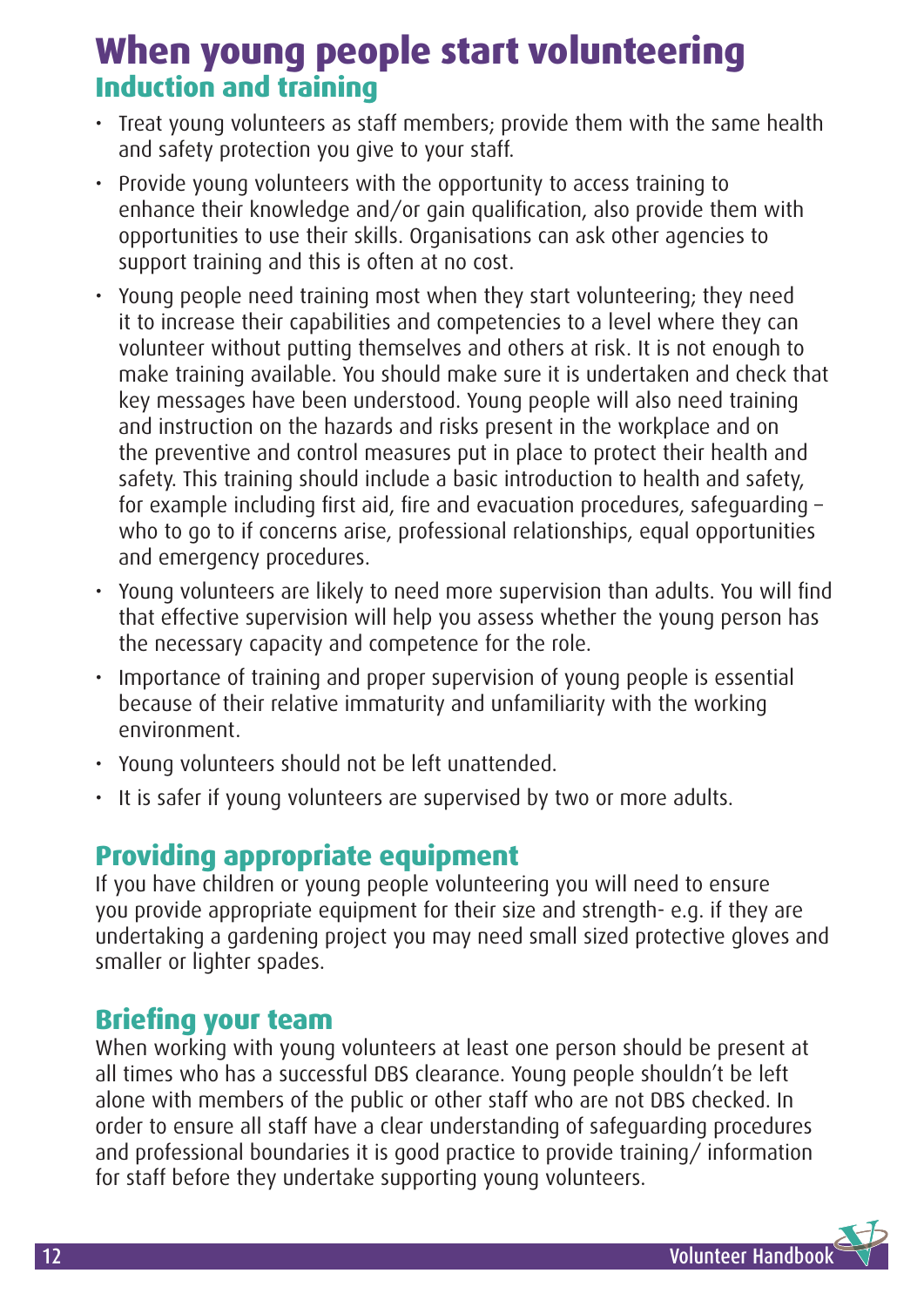# When young people start volunteering

## Induction and training

- Treat young volunteers as staff members; provide them with the same health and safety protection you give to your staff.
- Provide young volunteers with the opportunity to access training to enhance their knowledge and/or gain qualification, also provide them with opportunities to use their skills. Organisations can ask other agencies to support training and this is often at no cost.
- Young people need training most when they start volunteering; they need it to increase their capabilities and competencies to a level where they can volunteer without putting themselves and others at risk. It is not enough to make training available. You should make sure it is undertaken and check that key messages have been understood. Young people will also need training and instruction on the hazards and risks present in the workplace and on the preventive and control measures put in place to protect their health and safety. This training should include a basic introduction to health and safety, for example including first aid, fire and evacuation procedures, safeguarding – who to go to if concerns arise, professional relationships, equal opportunities and emergency procedures.
- Young volunteers are likely to need more supervision than adults. You will find that effective supervision will help you assess whether the young person has the necessary capacity and competence for the role.
- Importance of training and proper supervision of young people is essential because of their relative immaturity and unfamiliarity with the working environment.
- Young volunteers should not be left unattended.
- It is safer if young volunteers are supervised by two or more adults.

## Providing appropriate equipment

If you have children or young people volunteering you will need to ensure you provide appropriate equipment for their size and strength- e.g. if they are undertaking a gardening project you may need small sized protective gloves and smaller or lighter spades.

## Briefing your team

When working with young volunteers at least one person should be present at all times who has a successful DBS clearance. Young people shouldn't be left alone with members of the public or other staff who are not DBS checked. In order to ensure all staff have a clear understanding of safeguarding procedures and professional boundaries it is good practice to provide training/ information for staff before they undertake supporting young volunteers.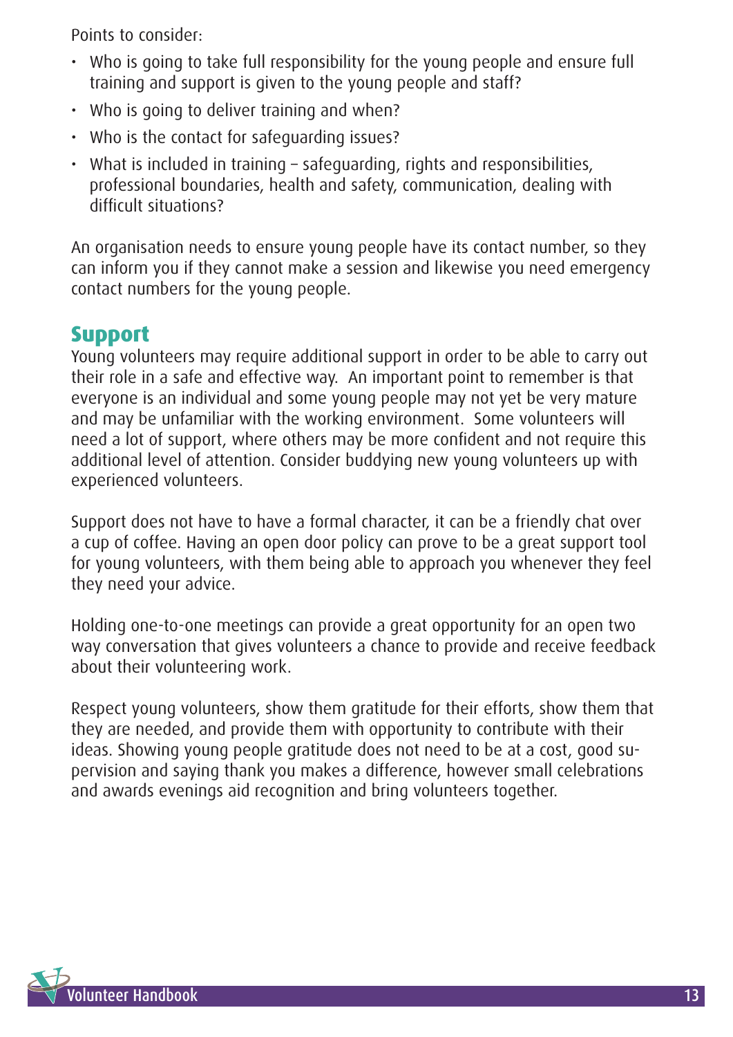Points to consider:

- Who is going to take full responsibility for the young people and ensure full training and support is given to the young people and staff?
- Who is going to deliver training and when?
- Who is the contact for safeguarding issues?
- What is included in training – safeguarding, rights and responsibilities, professional boundaries, health and safety, communication, dealing with difficult situations?

An organisation needs to ensure young people have its contact number, so they can inform you if they cannot make a session and likewise you need emergency contact numbers for the young people.

## Support

Young volunteers may require additional support in order to be able to carry out their role in a safe and effective way.  An important point to remember is that everyone is an individual and some young people may not yet be very mature and may be unfamiliar with the working environment.  Some volunteers will need a lot of support, where others may be more confident and not require this additional level of attention. Consider buddying new young volunteers up with experienced volunteers.

Support does not have to have a formal character, it can be a friendly chat over a cup of coffee. Having an open door policy can prove to be a great support tool for young volunteers, with them being able to approach you whenever they feel they need your advice.

Holding one-to-one meetings can provide a great opportunity for an open two way conversation that gives volunteers a chance to provide and receive feedback about their volunteering work.

Respect young volunteers, show them gratitude for their efforts, show them that they are needed, and provide them with opportunity to contribute with their ideas. Showing young people gratitude does not need to be at a cost, good supervision and saying thank you makes a difference, however small celebrations and awards evenings aid recognition and bring volunteers together.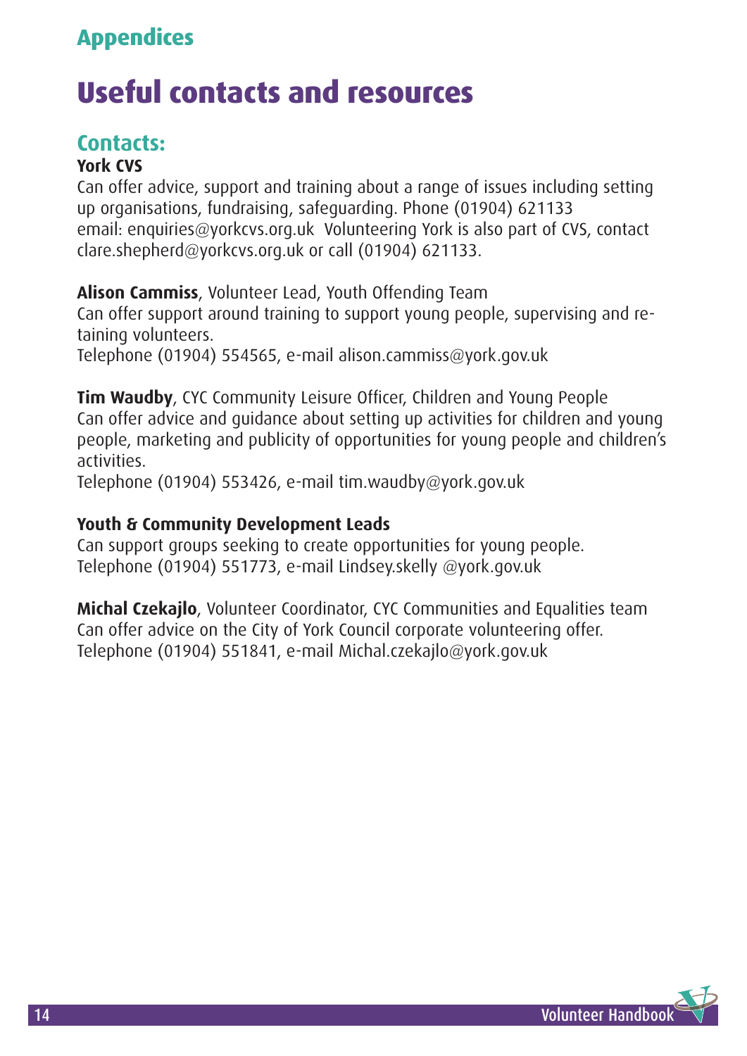## Appendices

# Useful contacts and resources

## Contacts:

**York CVS**
Can offer advice, support and training about a range of issues including setting up organisations, fundraising, safeguarding. Phone (01904) 621133
email: enquiries@yorkcvs.org.uk Volunteering York is also part of CVS, contact clare.shepherd@yorkcvs.org.uk or call (01904) 621133.

**Alison Cammiss**, Volunteer Lead, Youth Offending Team
Can offer support around training to support young people, supervising and retaining volunteers.
Telephone (01904) 554565, e-mail alison.cammiss@york.gov.uk

**Tim Waudby**, CYC Community Leisure Officer, Children and Young People
Can offer advice and guidance about setting up activities for children and young people, marketing and publicity of opportunities for young people and children's activities.
Telephone (01904) 553426, e-mail tim.waudby@york.gov.uk

**Youth & Community Development Leads**
Can support groups seeking to create opportunities for young people.
Telephone (01904) 551773, e-mail Lindsey.skelly @york.gov.uk

**Michal Czekajlo**, Volunteer Coordinator, CYC Communities and Equalities team
Can offer advice on the City of York Council corporate volunteering offer.
Telephone (01904) 551841, e-mail Michal.czekajlo@york.gov.uk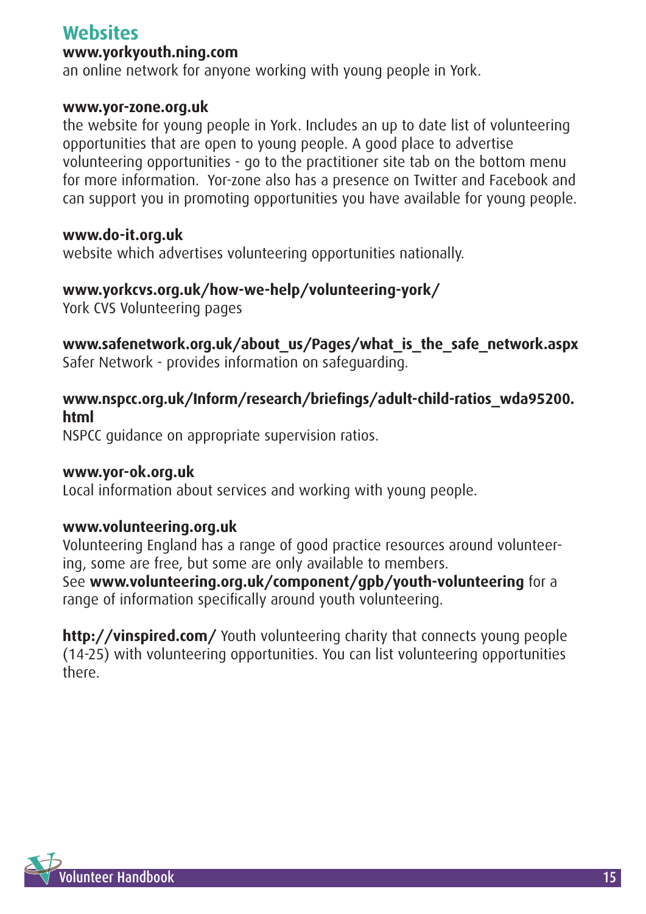## Websites

**www.yorkyouth.ning.com**
an online network for anyone working with young people in York.

**www.yor-zone.org.uk**
the website for young people in York. Includes an up to date list of volunteering opportunities that are open to young people. A good place to advertise volunteering opportunities - go to the practitioner site tab on the bottom menu for more information. Yor-zone also has a presence on Twitter and Facebook and can support you in promoting opportunities you have available for young people.

**www.do-it.org.uk**
website which advertises volunteering opportunities nationally.

**www.yorkcvs.org.uk/how-we-help/volunteering-york/**
York CVS Volunteering pages

**www.safenetwork.org.uk/about_us/Pages/what_is_the_safe_network.aspx**
Safer Network - provides information on safeguarding.

**www.nspcc.org.uk/Inform/research/briefings/adult-child-ratios_wda95200.html**
NSPCC guidance on appropriate supervision ratios.

**www.yor-ok.org.uk**
Local information about services and working with young people.

**www.volunteering.org.uk**
Volunteering England has a range of good practice resources around volunteering, some are free, but some are only available to members.
See **www.volunteering.org.uk/component/gpb/youth-volunteering** for a range of information specifically around youth volunteering.

**http://vinspired.com/** Youth volunteering charity that connects young people (14-25) with volunteering opportunities. You can list volunteering opportunities there.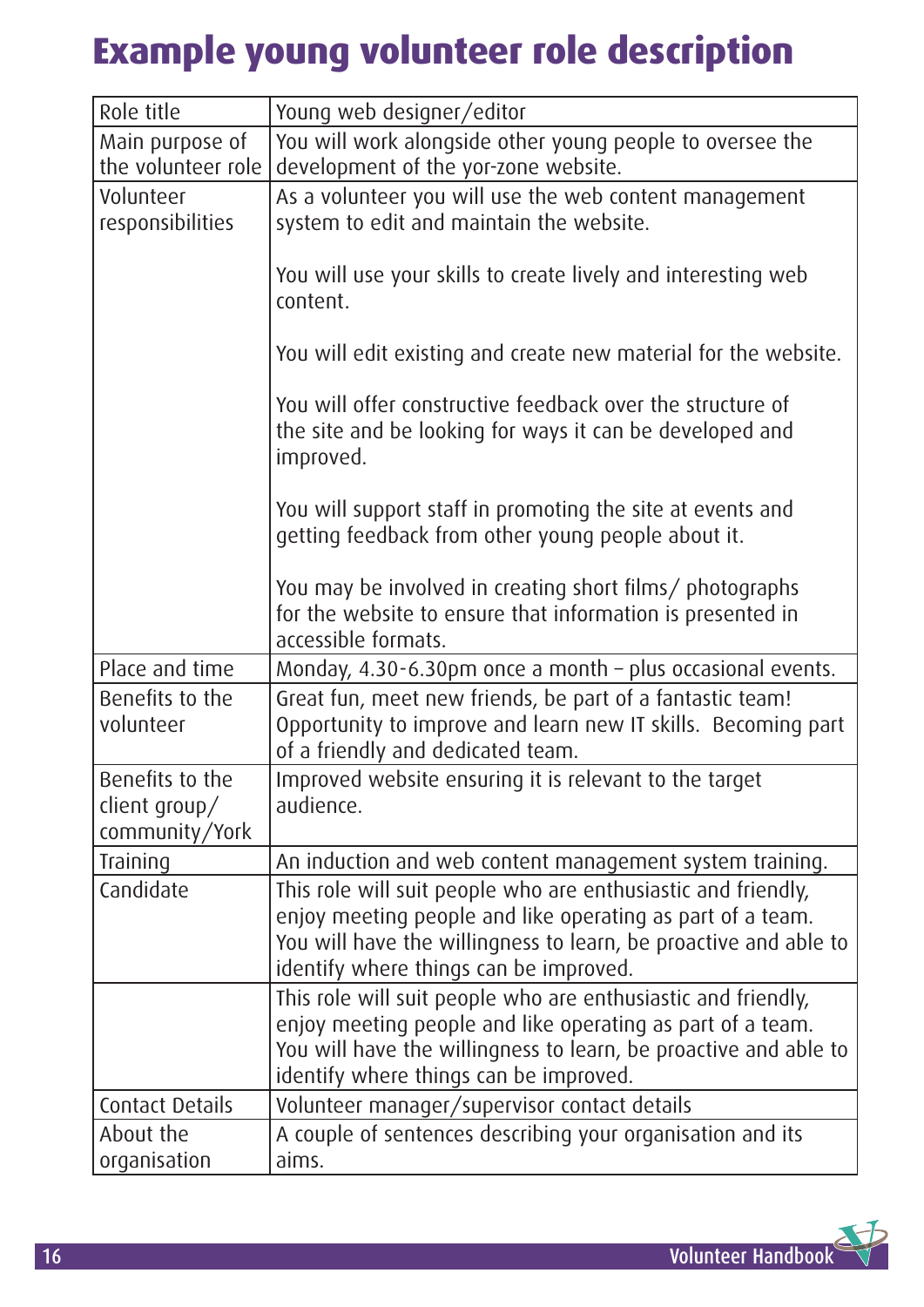# Example young volunteer role description

| Role title | Young web designer/editor |
|---|---|
| Main purpose of the volunteer role | You will work alongside other young people to oversee the development of the yor-zone website. |
| Volunteer responsibilities | As a volunteer you will use the web content management system to edit and maintain the website.<br><br>You will use your skills to create lively and interesting web content.<br><br>You will edit existing and create new material for the website.<br><br>You will offer constructive feedback over the structure of the site and be looking for ways it can be developed and improved.<br><br>You will support staff in promoting the site at events and getting feedback from other young people about it.<br><br>You may be involved in creating short films/ photographs for the website to ensure that information is presented in accessible formats. |
| Place and time | Monday, 4.30-6.30pm once a month – plus occasional events. |
| Benefits to the volunteer | Great fun, meet new friends, be part of a fantastic team! Opportunity to improve and learn new IT skills. Becoming part of a friendly and dedicated team. |
| Benefits to the client group/ community/York | Improved website ensuring it is relevant to the target audience. |
| Training | An induction and web content management system training. |
| Candidate | This role will suit people who are enthusiastic and friendly, enjoy meeting people and like operating as part of a team. You will have the willingness to learn, be proactive and able to identify where things can be improved. |
| | This role will suit people who are enthusiastic and friendly, enjoy meeting people and like operating as part of a team. You will have the willingness to learn, be proactive and able to identify where things can be improved. |
| Contact Details | Volunteer manager/supervisor contact details |
| About the organisation | A couple of sentences describing your organisation and its aims. |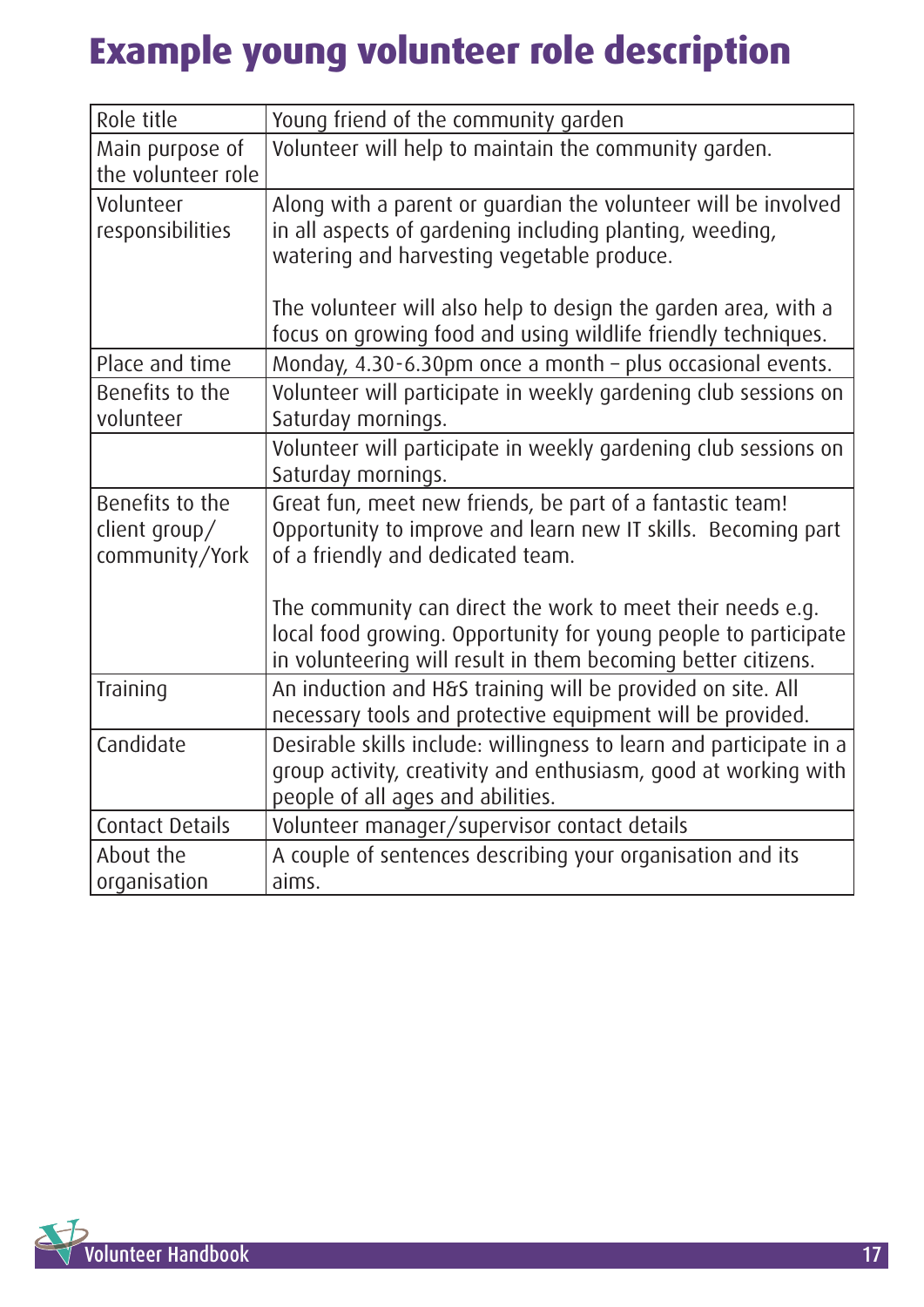# Example young volunteer role description

| Role title | Young friend of the community garden |
|---|---|
| Main purpose of the volunteer role | Volunteer will help to maintain the community garden. |
| Volunteer responsibilities | Along with a parent or guardian the volunteer will be involved in all aspects of gardening including planting, weeding, watering and harvesting vegetable produce.<br><br>The volunteer will also help to design the garden area, with a focus on growing food and using wildlife friendly techniques. |
| Place and time | Monday, 4.30-6.30pm once a month – plus occasional events. |
| Benefits to the volunteer | Volunteer will participate in weekly gardening club sessions on Saturday mornings. |
| | Volunteer will participate in weekly gardening club sessions on Saturday mornings. |
| Benefits to the client group/ community/York | Great fun, meet new friends, be part of a fantastic team! Opportunity to improve and learn new IT skills. Becoming part of a friendly and dedicated team.<br><br>The community can direct the work to meet their needs e.g. local food growing. Opportunity for young people to participate in volunteering will result in them becoming better citizens. |
| Training | An induction and H&S training will be provided on site. All necessary tools and protective equipment will be provided. |
| Candidate | Desirable skills include: willingness to learn and participate in a group activity, creativity and enthusiasm, good at working with people of all ages and abilities. |
| Contact Details | Volunteer manager/supervisor contact details |
| About the organisation | A couple of sentences describing your organisation and its aims. |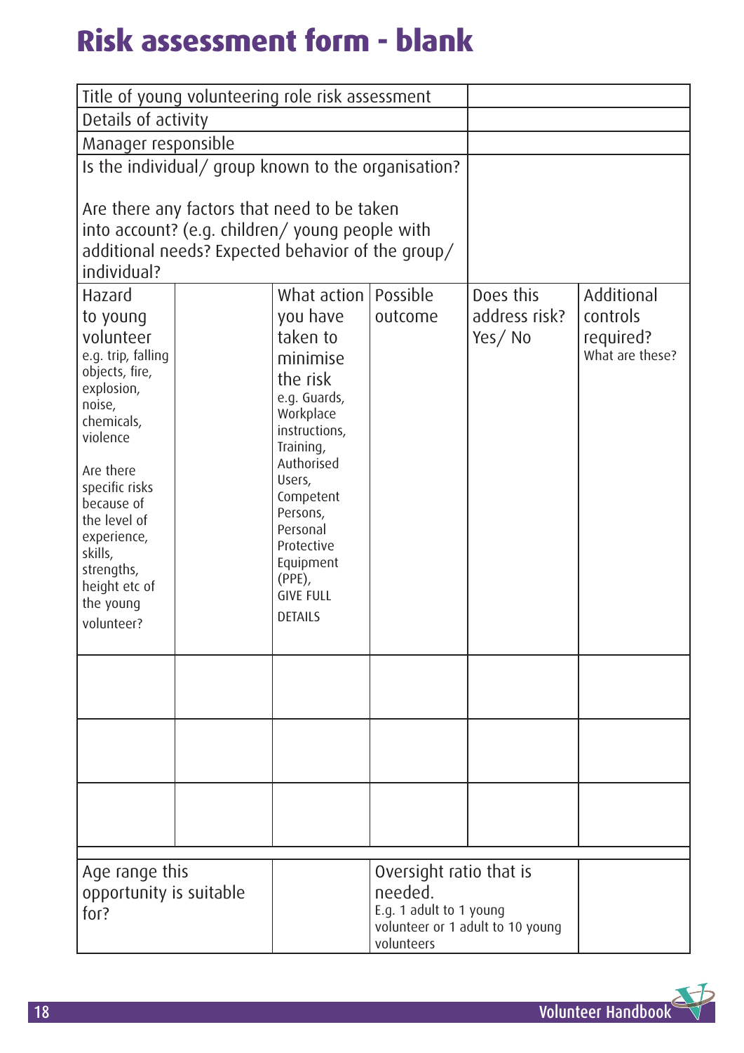# Risk assessment form - blank

| Title of young volunteering role risk assessment | |
|---|---|
| Details of activity | |
| Manager responsible | |
| Is the individual/ group known to the organisation?<br><br>Are there any factors that need to be taken into account? (e.g. children/ young people with additional needs? Expected behavior of the group/ individual? | |

| Hazard to young volunteer e.g. trip, falling objects, fire, explosion, noise, chemicals, violence<br><br>Are there specific risks because of the level of experience, skills, strengths, height etc of the young volunteer? | | What action you have taken to minimise the risk e.g. Guards, Workplace instructions, Training, Authorised Users, Competent Persons, Personal Protective Equipment (PPE), GIVE FULL DETAILS | Possible outcome | Does this address risk? Yes/ No | Additional controls required? What are these? |
|---|---|---|---|---|---|
| | | | | | |
| | | | | | |
| | | | | | |

| Age range this opportunity is suitable for? | | Oversight ratio that is needed. E.g. 1 adult to 1 young volunteer or 1 adult to 10 young volunteers | |
|---|---|---|---|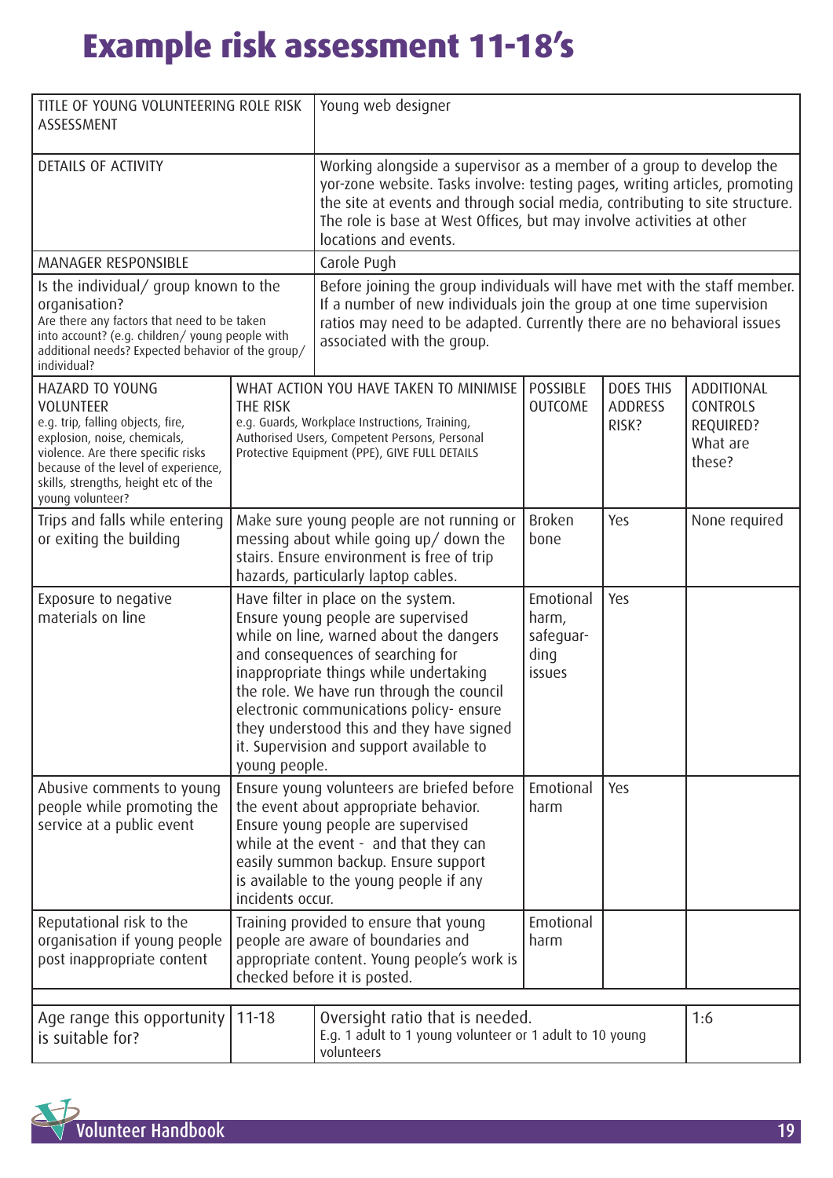# Example risk assessment 11-18's

| TITLE OF YOUNG VOLUNTEERING ROLE RISK ASSESSMENT | Young web designer |
|---|---|
| DETAILS OF ACTIVITY | Working alongside a supervisor as a member of a group to develop the yor-zone website. Tasks involve: testing pages, writing articles, promoting the site at events and through social media, contributing to site structure. The role is base at West Offices, but may involve activities at other locations and events. |
| MANAGER RESPONSIBLE | Carole Pugh |
| Is the individual/ group known to the organisation? Are there any factors that need to be taken into account? (e.g. children/ young people with additional needs? Expected behavior of the group/ individual? | Before joining the group individuals will have met with the staff member. If a number of new individuals join the group at one time supervision ratios may need to be adapted. Currently there are no behavioral issues associated with the group. |

| HAZARD TO YOUNG VOLUNTEER e.g. trip, falling objects, fire, explosion, noise, chemicals, violence. Are there specific risks because of the level of experience, skills, strengths, height etc of the young volunteer? | WHAT ACTION YOU HAVE TAKEN TO MINIMISE THE RISK e.g. Guards, Workplace Instructions, Training, Authorised Users, Competent Persons, Personal Protective Equipment (PPE), GIVE FULL DETAILS | POSSIBLE OUTCOME | DOES THIS ADDRESS RISK? | ADDITIONAL CONTROLS REQUIRED? What are these? |
|---|---|---|---|---|
| Trips and falls while entering or exiting the building | Make sure young people are not running or messing about while going up/ down the stairs. Ensure environment is free of trip hazards, particularly laptop cables. | Broken bone | Yes | None required |
| Exposure to negative materials on line | Have filter in place on the system. Ensure young people are supervised while on line, warned about the dangers and consequences of searching for inappropriate things while undertaking the role. We have run through the council electronic communications policy- ensure they understood this and they have signed it. Supervision and support available to young people. | Emotional harm, safeguarding issues | Yes | |
| Abusive comments to young people while promoting the service at a public event | Ensure young volunteers are briefed before the event about appropriate behavior. Ensure young people are supervised while at the event - and that they can easily summon backup. Ensure support is available to the young people if any incidents occur. | Emotional harm | Yes | |
| Reputational risk to the organisation if young people post inappropriate content | Training provided to ensure that young people are aware of boundaries and appropriate content. Young people's work is checked before it is posted. | Emotional harm | | |

| Age range this opportunity is suitable for? | 11-18 | Oversight ratio that is needed. E.g. 1 adult to 1 young volunteer or 1 adult to 10 young volunteers | 1:6 |
|---|---|---|---|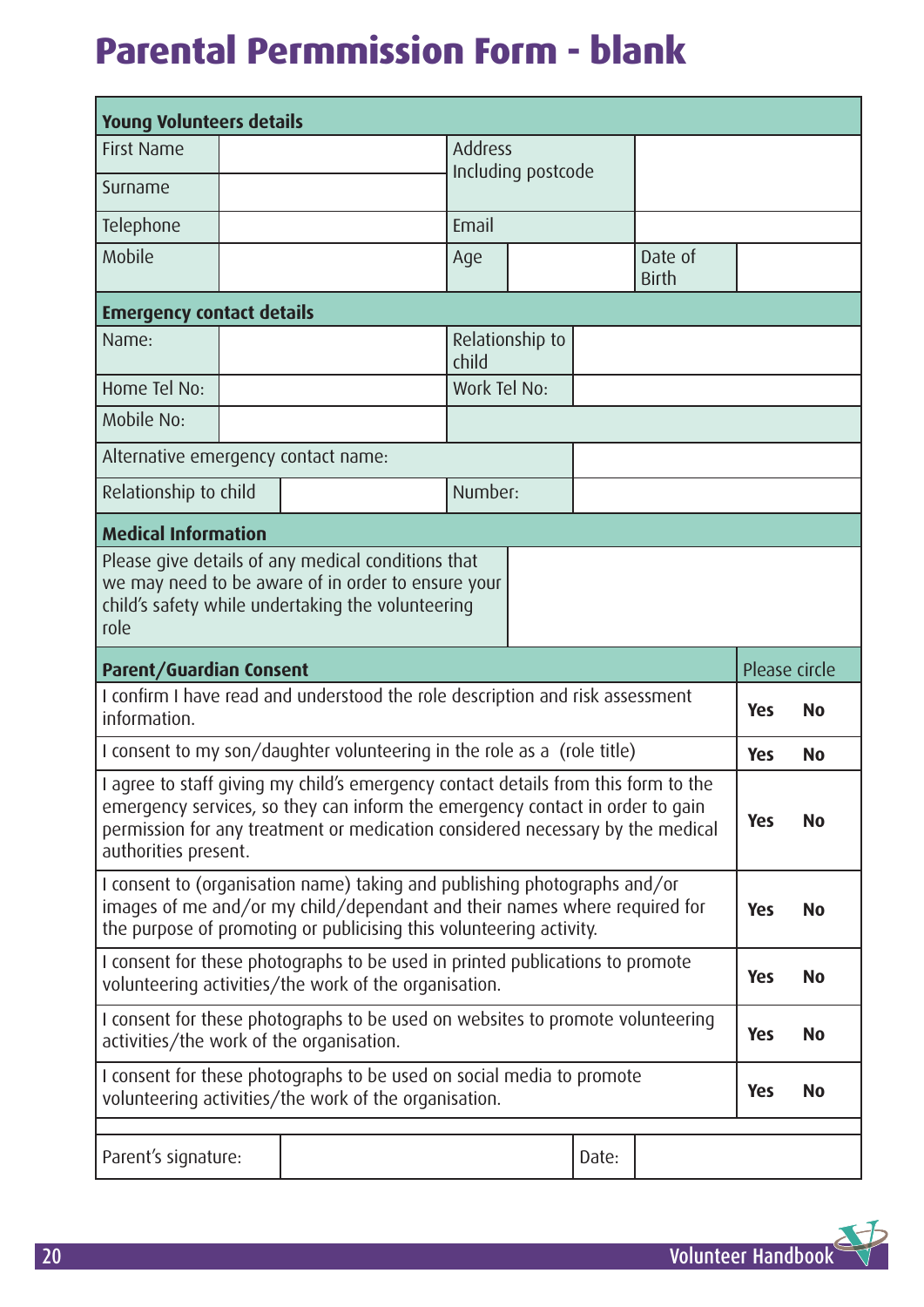# Parental Permmission Form - blank

| **Young Volunteers details** | | | | | |
|---|---|---|---|---|---|
| First Name | | Address Including postcode | | | |
| Surname | | | | | |
| Telephone | | Email | | | |
| Mobile | | Age | | Date of Birth | |
| **Emergency contact details** | | | | | |
| Name: | | Relationship to child | | | |
| Home Tel No: | | Work Tel No: | | | |
| Mobile No: | | | | | |
| Alternative emergency contact name: | | | | | |
| Relationship to child | | Number: | | | |
| **Medical Information** | | | | | |
| Please give details of any medical conditions that we may need to be aware of in order to ensure your child's safety while undertaking the volunteering role | | | | | |

| **Parent/Guardian Consent** | Please circle |
|---|---|
| I confirm I have read and understood the role description and risk assessment information. | **Yes No** |
| I consent to my son/daughter volunteering in the role as a (role title) | **Yes No** |
| I agree to staff giving my child's emergency contact details from this form to the emergency services, so they can inform the emergency contact in order to gain permission for any treatment or medication considered necessary by the medical authorities present. | **Yes No** |
| I consent to (organisation name) taking and publishing photographs and/or images of me and/or my child/dependant and their names where required for the purpose of promoting or publicising this volunteering activity. | **Yes No** |
| I consent for these photographs to be used in printed publications to promote volunteering activities/the work of the organisation. | **Yes No** |
| I consent for these photographs to be used on websites to promote volunteering activities/the work of the organisation. | **Yes No** |
| I consent for these photographs to be used on social media to promote volunteering activities/the work of the organisation. | **Yes No** |

| Parent's signature: | | Date: | |
|---|---|---|---|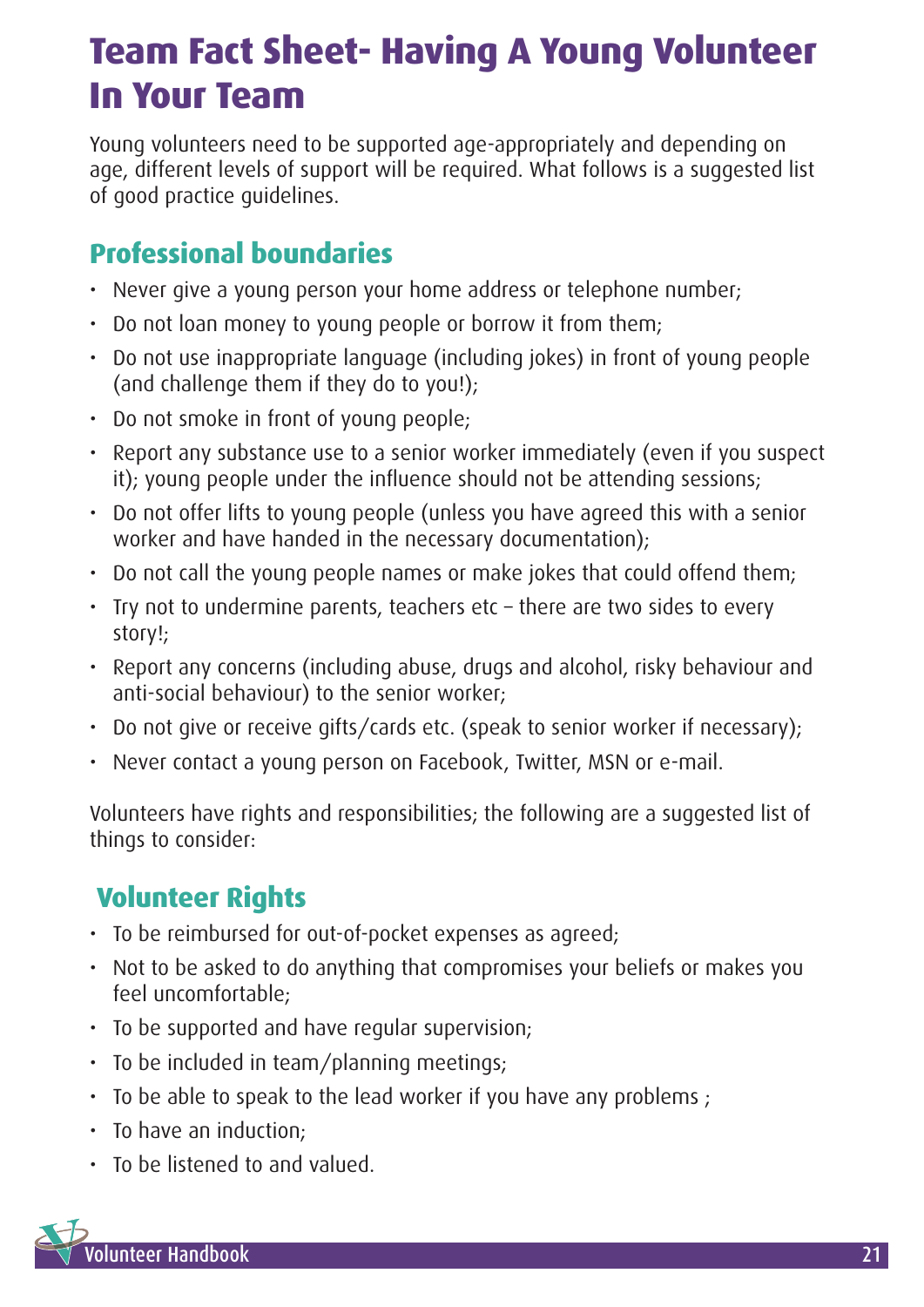# Team Fact Sheet- Having A Young Volunteer In Your Team

Young volunteers need to be supported age-appropriately and depending on age, different levels of support will be required. What follows is a suggested list of good practice guidelines.

## Professional boundaries

- Never give a young person your home address or telephone number;
- Do not loan money to young people or borrow it from them;
- Do not use inappropriate language (including jokes) in front of young people (and challenge them if they do to you!);
- Do not smoke in front of young people;
- Report any substance use to a senior worker immediately (even if you suspect it); young people under the influence should not be attending sessions;
- Do not offer lifts to young people (unless you have agreed this with a senior worker and have handed in the necessary documentation);
- Do not call the young people names or make jokes that could offend them;
- Try not to undermine parents, teachers etc – there are two sides to every story!;
- Report any concerns (including abuse, drugs and alcohol, risky behaviour and anti-social behaviour) to the senior worker;
- Do not give or receive gifts/cards etc. (speak to senior worker if necessary);
- Never contact a young person on Facebook, Twitter, MSN or e-mail.

Volunteers have rights and responsibilities; the following are a suggested list of things to consider:

## Volunteer Rights

- To be reimbursed for out-of-pocket expenses as agreed;
- Not to be asked to do anything that compromises your beliefs or makes you feel uncomfortable;
- To be supported and have regular supervision;
- To be included in team/planning meetings;
- To be able to speak to the lead worker if you have any problems ;
- To have an induction;
- To be listened to and valued.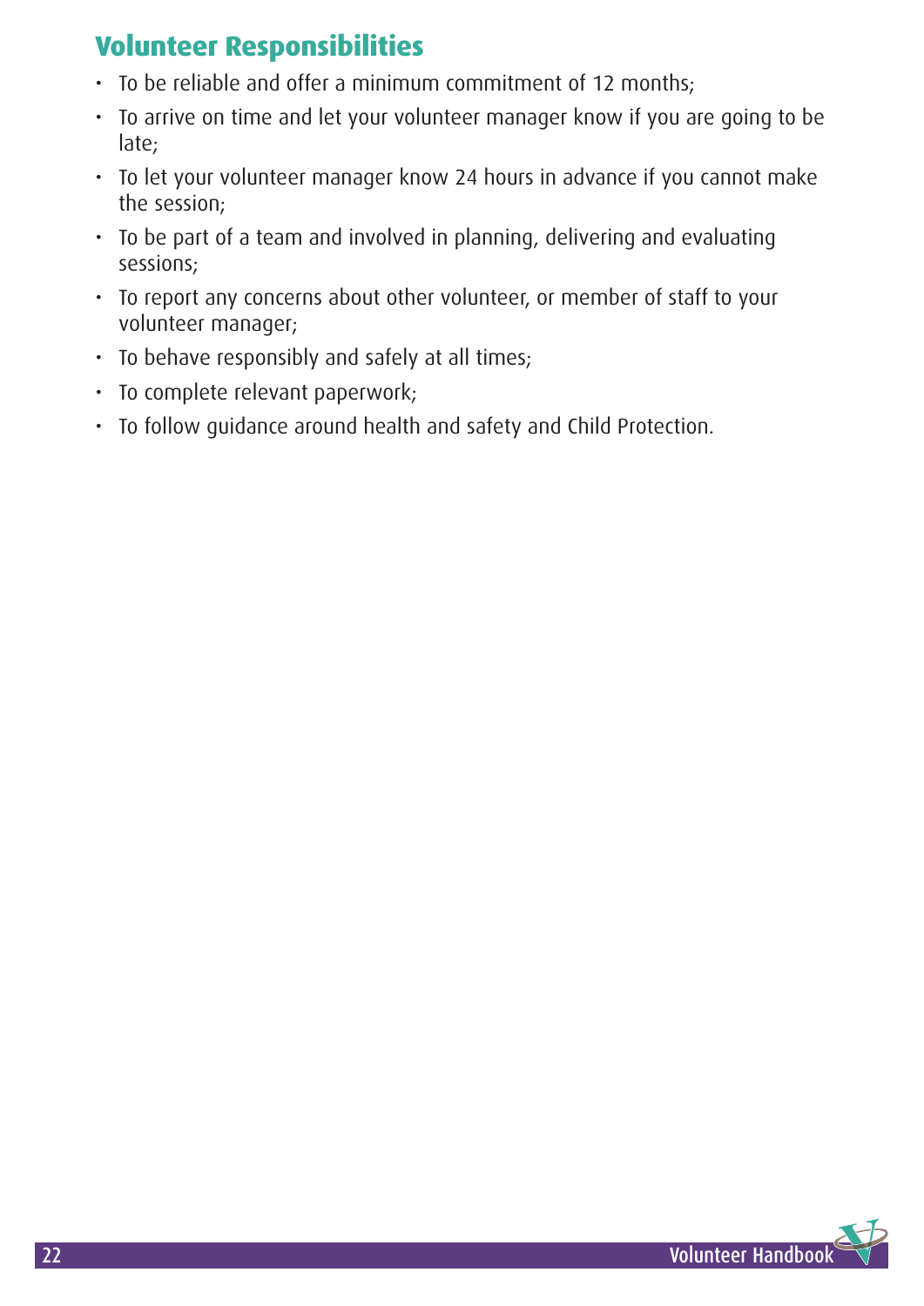## Volunteer Responsibilities

- To be reliable and offer a minimum commitment of 12 months;
- To arrive on time and let your volunteer manager know if you are going to be late;
- To let your volunteer manager know 24 hours in advance if you cannot make the session;
- To be part of a team and involved in planning, delivering and evaluating sessions;
- To report any concerns about other volunteer, or member of staff to your volunteer manager;
- To behave responsibly and safely at all times;
- To complete relevant paperwork;
- To follow guidance around health and safety and Child Protection.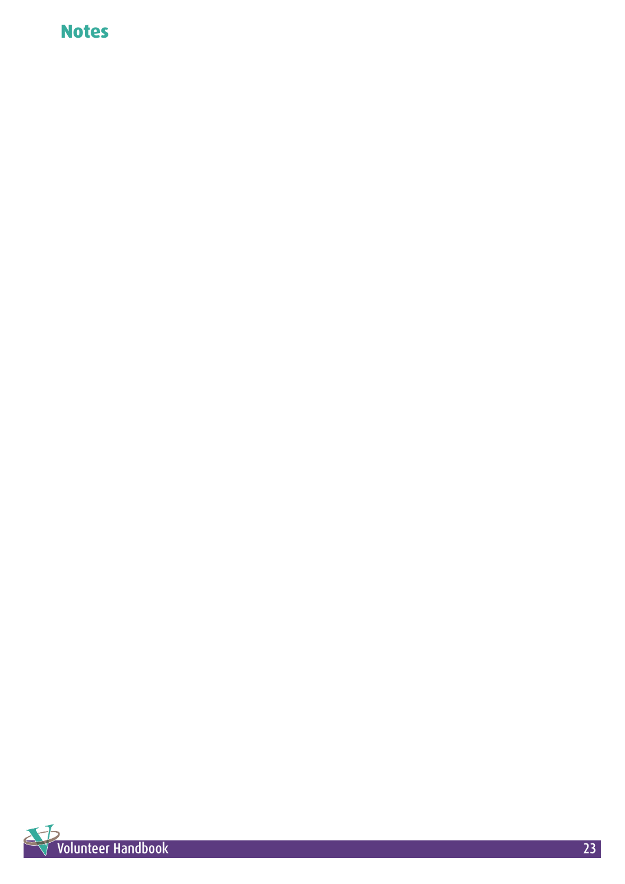## Notes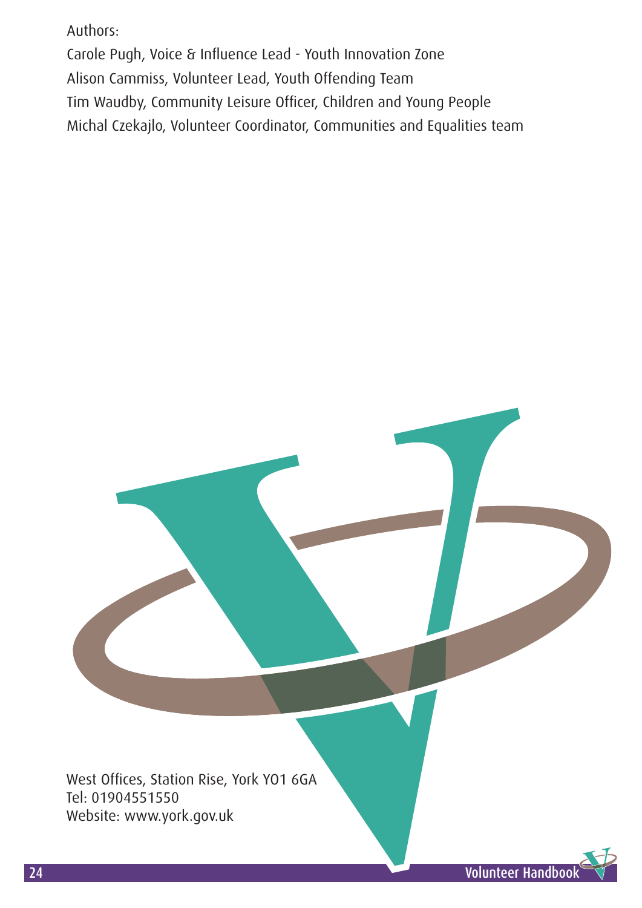Authors:

Carole Pugh, Voice & Influence Lead - Youth Innovation Zone

Alison Cammiss, Volunteer Lead, Youth Offending Team

Tim Waudby, Community Leisure Officer, Children and Young People

Michal Czekajlo, Volunteer Coordinator, Communities and Equalities team

West Offices, Station Rise, York YO1 6GA

Tel: 01904551550

Website: www.york.gov.uk